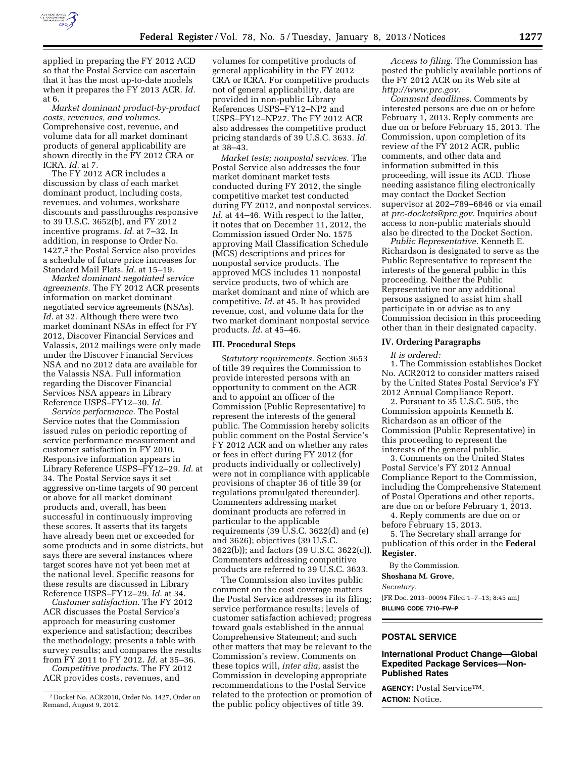applied in preparing the FY 2012 ACD so that the Postal Service can ascertain that it has the most up-to-date models when it prepares the FY 2013 ACR. *Id.* at 6.

*Market dominant product-by-product costs, revenues, and volumes.* Comprehensive cost, revenue, and volume data for all market dominant products of general applicability are shown directly in the FY 2012 CRA or ICRA. *Id.* at 7.

The FY 2012 ACR includes a discussion by class of each market dominant product, including costs, revenues, and volumes, workshare discounts and passthroughs responsive to 39 U.S.C. 3652(b), and FY 2012 incentive programs. *Id.* at 7–32. In addition, in response to Order No. 1427,[2] the Postal Service also provides a schedule of future price increases for Standard Mail Flats. *Id.* at 15–19.

*Market dominant negotiated service agreements.* The FY 2012 ACR presents information on market dominant negotiated service agreements (NSAs). *Id.* at 32. Although there were two market dominant NSAs in effect for FY 2012, Discover Financial Services and Valassis, 2012 mailings were only made under the Discover Financial Services NSA and no 2012 data are available for the Valassis NSA. Full information regarding the Discover Financial Services NSA appears in Library Reference USPS–FY12–30. *Id.*

*Service performance.* The Postal Service notes that the Commission issued rules on periodic reporting of service performance measurement and customer satisfaction in FY 2010. Responsive information appears in Library Reference USPS–FY12–29. *Id.* at 34. The Postal Service says it set aggressive on-time targets of 90 percent or above for all market dominant products and, overall, has been successful in continuously improving these scores. It asserts that its targets have already been met or exceeded for some products and in some districts, but says there are several instances where target scores have not yet been met at the national level. Specific reasons for these results are discussed in Library Reference USPS–FY12–29. *Id.* at 34.

*Customer satisfaction.* The FY 2012 ACR discusses the Postal Service's approach for measuring customer experience and satisfaction; describes the methodology; presents a table with survey results; and compares the results from FY 2011 to FY 2012. *Id.* at 35–36.

*Competitive products.* The FY 2012 ACR provides costs, revenues, and volumes for competitive products of general applicability in the FY 2012 CRA or ICRA. For competitive products not of general applicability, data are provided in non-public Library References USPS–FY12–NP2 and USPS–FY12–NP27. The FY 2012 ACR also addresses the competitive product pricing standards of 39 U.S.C. 3633. *Id.* at 38–43.

*Market tests; nonpostal services.* The Postal Service also addresses the four market dominant market tests conducted during FY 2012, the single competitive market test conducted during FY 2012, and nonpostal services. *Id.* at 44–46. With respect to the latter, it notes that on December 11, 2012, the Commission issued Order No. 1575 approving Mail Classification Schedule (MCS) descriptions and prices for nonpostal service products. The approved MCS includes 11 nonpostal service products, two of which are market dominant and nine of which are competitive. *Id.* at 45. It has provided revenue, cost, and volume data for the two market dominant nonpostal service products. *Id.* at 45–46.

## III. Procedural Steps

*Statutory requirements.* Section 3653 of title 39 requires the Commission to provide interested persons with an opportunity to comment on the ACR and to appoint an officer of the Commission (Public Representative) to represent the interests of the general public. The Commission hereby solicits public comment on the Postal Service's FY 2012 ACR and on whether any rates or fees in effect during FY 2012 (for products individually or collectively) were not in compliance with applicable provisions of chapter 36 of title 39 (or regulations promulgated thereunder). Commenters addressing market dominant products are referred in particular to the applicable requirements (39 U.S.C. 3622(d) and (e) and 3626); objectives (39 U.S.C. 3622(b)); and factors (39 U.S.C. 3622(c)). Commenters addressing competitive products are referred to 39 U.S.C. 3633.

The Commission also invites public comment on the cost coverage matters the Postal Service addresses in its filing; service performance results; levels of customer satisfaction achieved; progress toward goals established in the annual Comprehensive Statement; and such other matters that may be relevant to the Commission's review. Comments on these topics will, *inter alia,* assist the Commission in developing appropriate recommendations to the Postal Service related to the protection or promotion of the public policy objectives of title 39.

*Access to filing.* The Commission has posted the publicly available portions of the FY 2012 ACR on its Web site at *http://www.prc.gov.*

*Comment deadlines.* Comments by interested persons are due on or before February 1, 2013. Reply comments are due on or before February 15, 2013. The Commission, upon completion of its review of the FY 2012 ACR, public comments, and other data and information submitted in this proceeding, will issue its ACD. Those needing assistance filing electronically may contact the Docket Section supervisor at 202–789–6846 or via email at *prc-dockets@prc.gov.* Inquiries about access to non-public materials should also be directed to the Docket Section.

*Public Representative.* Kenneth E. Richardson is designated to serve as the Public Representative to represent the interests of the general public in this proceeding. Neither the Public Representative nor any additional persons assigned to assist him shall participate in or advise as to any Commission decision in this proceeding other than in their designated capacity.

## IV. Ordering Paragraphs

*It is ordered:*

1. The Commission establishes Docket No. ACR2012 to consider matters raised by the United States Postal Service's FY 2012 Annual Compliance Report.
2. Pursuant to 35 U.S.C. 505, the Commission appoints Kenneth E. Richardson as an officer of the Commission (Public Representative) in this proceeding to represent the interests of the general public.
3. Comments on the United States Postal Service's FY 2012 Annual Compliance Report to the Commission, including the Comprehensive Statement of Postal Operations and other reports, are due on or before February 1, 2013.
4. Reply comments are due on or before February 15, 2013.
5. The Secretary shall arrange for publication of this order in the **Federal Register**.

By the Commission.

**Shoshana M. Grove,**

*Secretary.*

[FR Doc. 2013–00094 Filed 1–7–13; 8:45 am]

**BILLING CODE 7710–FW–P**

---

[2] Docket No. ACR2010, Order No. 1427, Order on Remand, August 9, 2012.

---

## POSTAL SERVICE

### International Product Change—Global Expedited Package Services—Non-Published Rates

**AGENCY:** Postal Service™.

**ACTION:** Notice.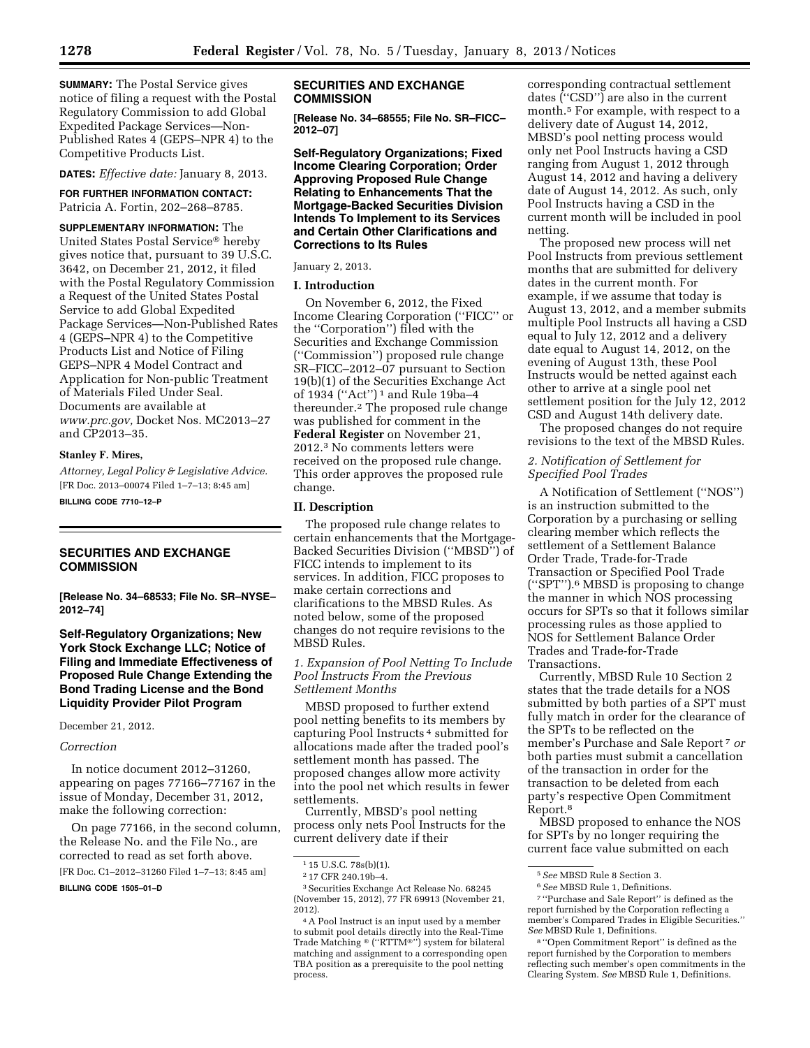**SUMMARY:** The Postal Service gives notice of filing a request with the Postal Regulatory Commission to add Global Expedited Package Services—Non-Published Rates 4 (GEPS–NPR 4) to the Competitive Products List.

**DATES:** *Effective date:* January 8, 2013.

**FOR FURTHER INFORMATION CONTACT:** Patricia A. Fortin, 202–268–8785.

**SUPPLEMENTARY INFORMATION:** The United States Postal Service® hereby gives notice that, pursuant to 39 U.S.C. 3642, on December 21, 2012, it filed with the Postal Regulatory Commission a Request of the United States Postal Service to add Global Expedited Package Services—Non-Published Rates 4 (GEPS–NPR 4) to the Competitive Products List and Notice of Filing GEPS–NPR 4 Model Contract and Application for Non-public Treatment of Materials Filed Under Seal. Documents are available at *www.prc.gov,* Docket Nos. MC2013–27 and CP2013–35.

**Stanley F. Mires,**

*Attorney, Legal Policy & Legislative Advice.*

[FR Doc. 2013–00074 Filed 1–7–13; 8:45 am]

**BILLING CODE 7710–12–P**

## SECURITIES AND EXCHANGE COMMISSION

**[Release No. 34–68533; File No. SR–NYSE–2012–74]**

### Self-Regulatory Organizations; New York Stock Exchange LLC; Notice of Filing and Immediate Effectiveness of Proposed Rule Change Extending the Bond Trading License and the Bond Liquidity Provider Pilot Program

December 21, 2012.

*Correction*

In notice document 2012–31260, appearing on pages 77166–77167 in the issue of Monday, December 31, 2012, make the following correction:

On page 77166, in the second column, the Release No. and the File No., are corrected to read as set forth above.

[FR Doc. C1–2012–31260 Filed 1–7–13; 8:45 am]

**BILLING CODE 1505–01–D**

## SECURITIES AND EXCHANGE COMMISSION

**[Release No. 34–68555; File No. SR–FICC–2012–07]**

### Self-Regulatory Organizations; Fixed Income Clearing Corporation; Order Approving Proposed Rule Change Relating to Enhancements That the Mortgage-Backed Securities Division Intends To Implement to its Services and Certain Other Clarifications and Corrections to Its Rules

January 2, 2013.

#### I. Introduction

On November 6, 2012, the Fixed Income Clearing Corporation (''FICC'' or the ''Corporation'') filed with the Securities and Exchange Commission (''Commission'') proposed rule change SR–FICC–2012–07 pursuant to Section 19(b)(1) of the Securities Exchange Act of 1934 (''Act'')[1] and Rule 19ba–4 thereunder.[2] The proposed rule change was published for comment in the **Federal Register** on November 21, 2012.[3] No comments letters were received on the proposed rule change. This order approves the proposed rule change.

#### II. Description

The proposed rule change relates to certain enhancements that the Mortgage-Backed Securities Division (''MBSD'') of FICC intends to implement to its services. In addition, FICC proposes to make certain corrections and clarifications to the MBSD Rules. As noted below, some of the proposed changes do not require revisions to the MBSD Rules.

*1. Expansion of Pool Netting To Include Pool Instructs From the Previous Settlement Months*

MBSD proposed to further extend pool netting benefits to its members by capturing Pool Instructs[4] submitted for allocations made after the traded pool's settlement month has passed. The proposed changes allow more activity into the pool net which results in fewer settlements.

Currently, MBSD's pool netting process only nets Pool Instructs for the current delivery date if their corresponding contractual settlement dates (''CSD'') are also in the current month.[5] For example, with respect to a delivery date of August 14, 2012, MBSD's pool netting process would only net Pool Instructs having a CSD ranging from August 1, 2012 through August 14, 2012 and having a delivery date of August 14, 2012. As such, only Pool Instructs having a CSD in the current month will be included in pool netting.

The proposed new process will net Pool Instructs from previous settlement months that are submitted for delivery dates in the current month. For example, if we assume that today is August 13, 2012, and a member submits multiple Pool Instructs all having a CSD equal to July 12, 2012 and a delivery date equal to August 14, 2012, on the evening of August 13th, these Pool Instructs would be netted against each other to arrive at a single pool net settlement position for the July 12, 2012 CSD and August 14th delivery date.

The proposed changes do not require revisions to the text of the MBSD Rules.

*2. Notification of Settlement for Specified Pool Trades*

A Notification of Settlement (''NOS'') is an instruction submitted to the Corporation by a purchasing or selling clearing member which reflects the settlement of a Settlement Balance Order Trade, Trade-for-Trade Transaction or Specified Pool Trade (''SPT'').[6] MBSD is proposing to change the manner in which NOS processing occurs for SPTs so that it follows similar processing rules as those applied to NOS for Settlement Balance Order Trades and Trade-for-Trade Transactions.

Currently, MBSD Rule 10 Section 2 states that the trade details for a NOS submitted by both parties of a SPT must fully match in order for the clearance of the SPTs to be reflected on the member's Purchase and Sale Report[7] *or* both parties must submit a cancellation of the transaction in order for the transaction to be deleted from each party's respective Open Commitment Report.[8]

MBSD proposed to enhance the NOS for SPTs by no longer requiring the current face value submitted on each

---

[1] 15 U.S.C. 78s(b)(1).

[2] 17 CFR 240.19b–4.

[3] Securities Exchange Act Release No. 68245 (November 15, 2012), 77 FR 69913 (November 21, 2012).

[4] A Pool Instruct is an input used by a member to submit pool details directly into the Real-Time Trade Matching ® (''RTTM®'') system for bilateral matching and assignment to a corresponding open TBA position as a prerequisite to the pool netting process.

[5] *See* MBSD Rule 8 Section 3.

[6] *See* MBSD Rule 1, Definitions.

[7] ''Purchase and Sale Report'' is defined as the report furnished by the Corporation reflecting a member's Compared Trades in Eligible Securities.'' *See* MBSD Rule 1, Definitions.

[8] ''Open Commitment Report'' is defined as the report furnished by the Corporation to members reflecting such member's open commitments in the Clearing System. *See* MBSD Rule 1, Definitions.